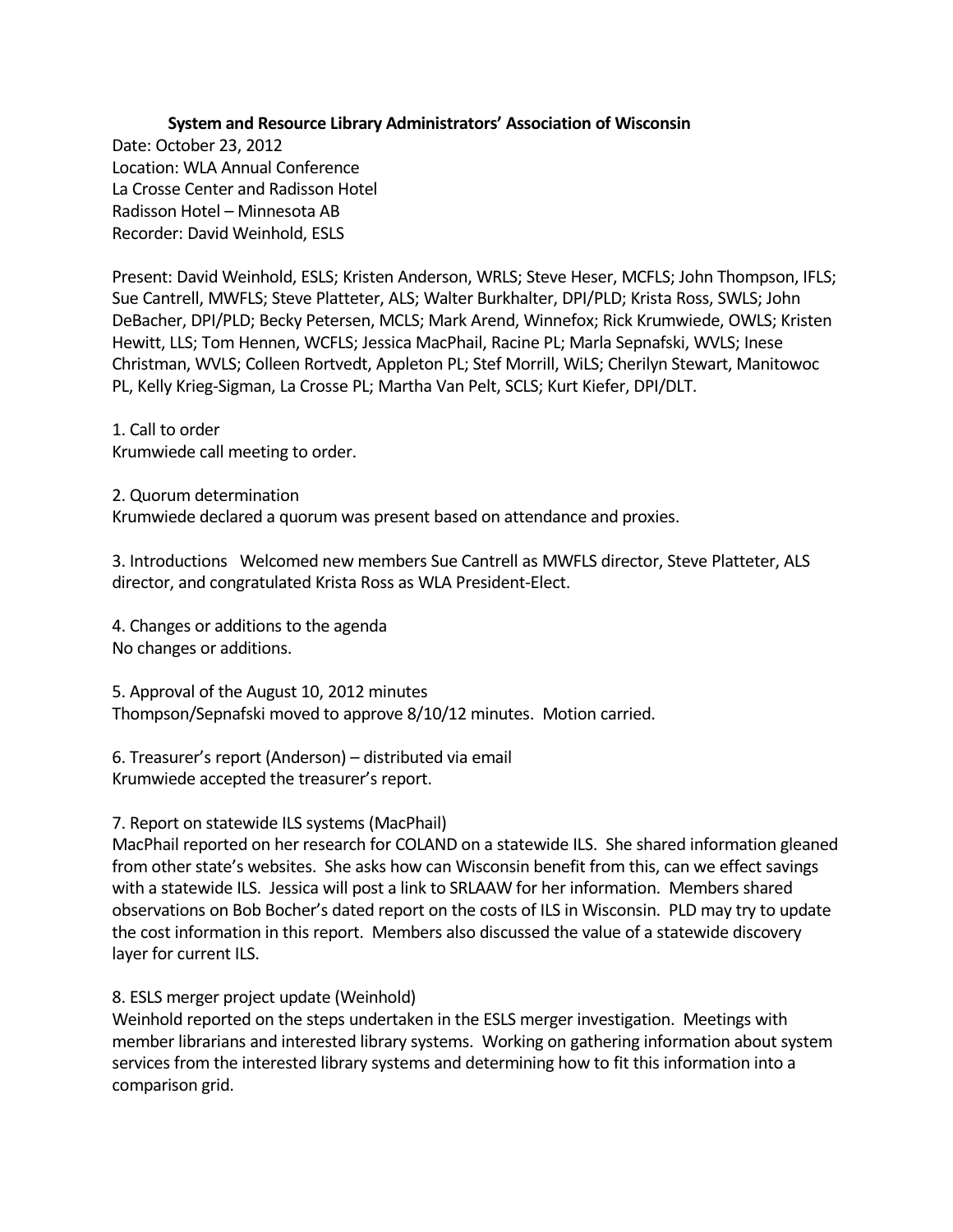**System and Resource Library Administrators' Association of Wisconsin**

Date: October 23, 2012
Location: WLA Annual Conference
La Crosse Center and Radisson Hotel
Radisson Hotel – Minnesota AB
Recorder: David Weinhold, ESLS

Present: David Weinhold, ESLS; Kristen Anderson, WRLS; Steve Heser, MCFLS; John Thompson, IFLS; Sue Cantrell, MWFLS; Steve Platteter, ALS; Walter Burkhalter, DPI/PLD; Krista Ross, SWLS; John DeBacher, DPI/PLD; Becky Petersen, MCLS; Mark Arend, Winnefox; Rick Krumwiede, OWLS; Kristen Hewitt, LLS; Tom Hennen, WCFLS; Jessica MacPhail, Racine PL; Marla Sepnafski, WVLS; Inese Christman, WVLS; Colleen Rortvedt, Appleton PL; Stef Morrill, WiLS; Cherilyn Stewart, Manitowoc PL, Kelly Krieg-Sigman, La Crosse PL; Martha Van Pelt, SCLS; Kurt Kiefer, DPI/DLT.

1. Call to order
Krumwiede call meeting to order.

2. Quorum determination
Krumwiede declared a quorum was present based on attendance and proxies.

3. Introductions Welcomed new members Sue Cantrell as MWFLS director, Steve Platteter, ALS director, and congratulated Krista Ross as WLA President-Elect.

4. Changes or additions to the agenda
No changes or additions.

5. Approval of the August 10, 2012 minutes
Thompson/Sepnafski moved to approve 8/10/12 minutes. Motion carried.

6. Treasurer's report (Anderson) – distributed via email
Krumwiede accepted the treasurer's report.

7. Report on statewide ILS systems (MacPhail)
MacPhail reported on her research for COLAND on a statewide ILS. She shared information gleaned from other state's websites. She asks how can Wisconsin benefit from this, can we effect savings with a statewide ILS. Jessica will post a link to SRLAAW for her information. Members shared observations on Bob Bocher's dated report on the costs of ILS in Wisconsin. PLD may try to update the cost information in this report. Members also discussed the value of a statewide discovery layer for current ILS.

8. ESLS merger project update (Weinhold)
Weinhold reported on the steps undertaken in the ESLS merger investigation. Meetings with member librarians and interested library systems. Working on gathering information about system services from the interested library systems and determining how to fit this information into a comparison grid.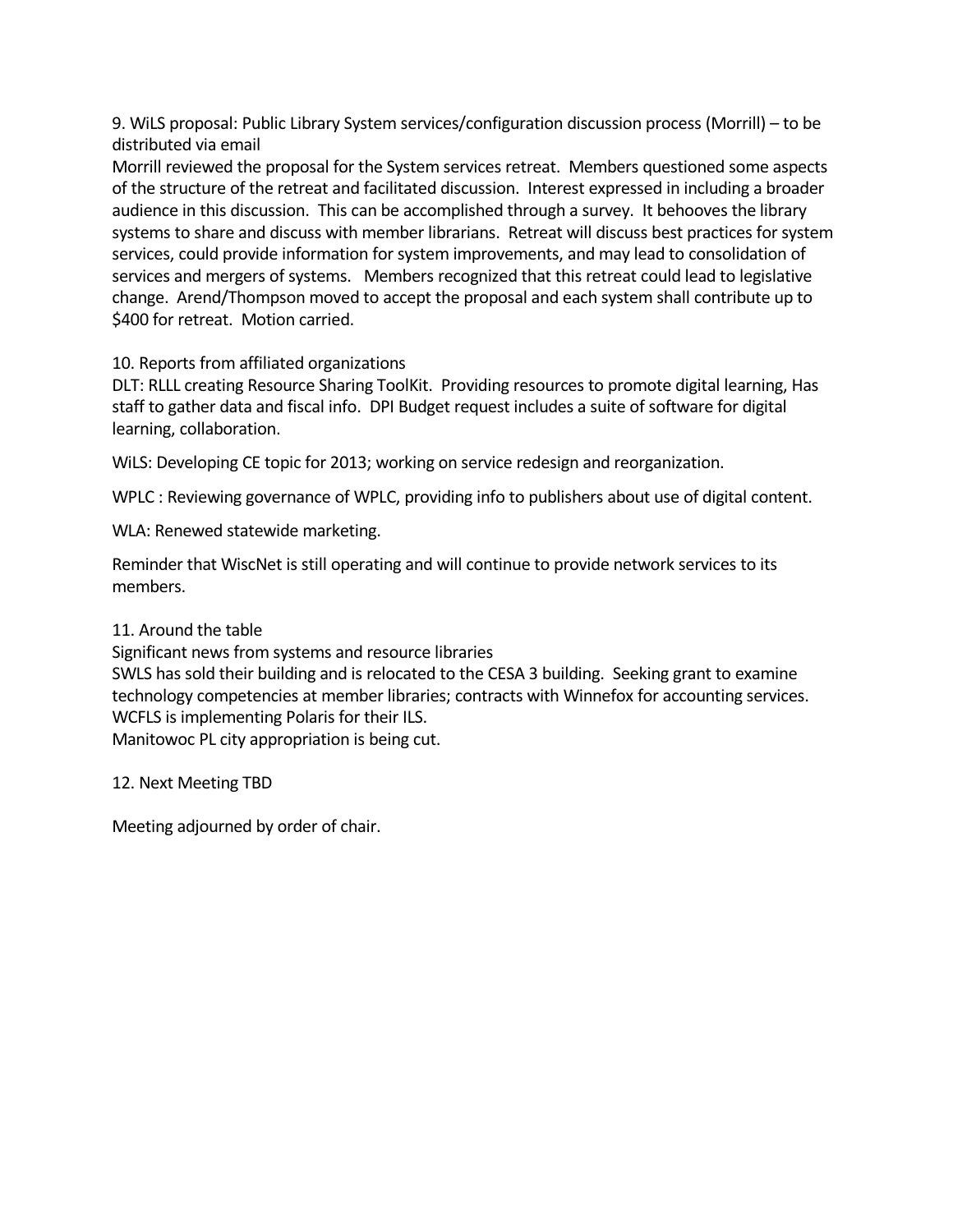9. WiLS proposal: Public Library System services/configuration discussion process (Morrill) – to be distributed via email

Morrill reviewed the proposal for the System services retreat. Members questioned some aspects of the structure of the retreat and facilitated discussion. Interest expressed in including a broader audience in this discussion. This can be accomplished through a survey. It behooves the library systems to share and discuss with member librarians. Retreat will discuss best practices for system services, could provide information for system improvements, and may lead to consolidation of services and mergers of systems. Members recognized that this retreat could lead to legislative change. Arend/Thompson moved to accept the proposal and each system shall contribute up to $400 for retreat. Motion carried.

10. Reports from affiliated organizations

DLT: RLLL creating Resource Sharing ToolKit. Providing resources to promote digital learning, Has staff to gather data and fiscal info. DPI Budget request includes a suite of software for digital learning, collaboration.

WiLS: Developing CE topic for 2013; working on service redesign and reorganization.

WPLC : Reviewing governance of WPLC, providing info to publishers about use of digital content.

WLA: Renewed statewide marketing.

Reminder that WiscNet is still operating and will continue to provide network services to its members.

11. Around the table

Significant news from systems and resource libraries

SWLS has sold their building and is relocated to the CESA 3 building. Seeking grant to examine technology competencies at member libraries; contracts with Winnefox for accounting services.

WCFLS is implementing Polaris for their ILS.

Manitowoc PL city appropriation is being cut.

12. Next Meeting TBD

Meeting adjourned by order of chair.